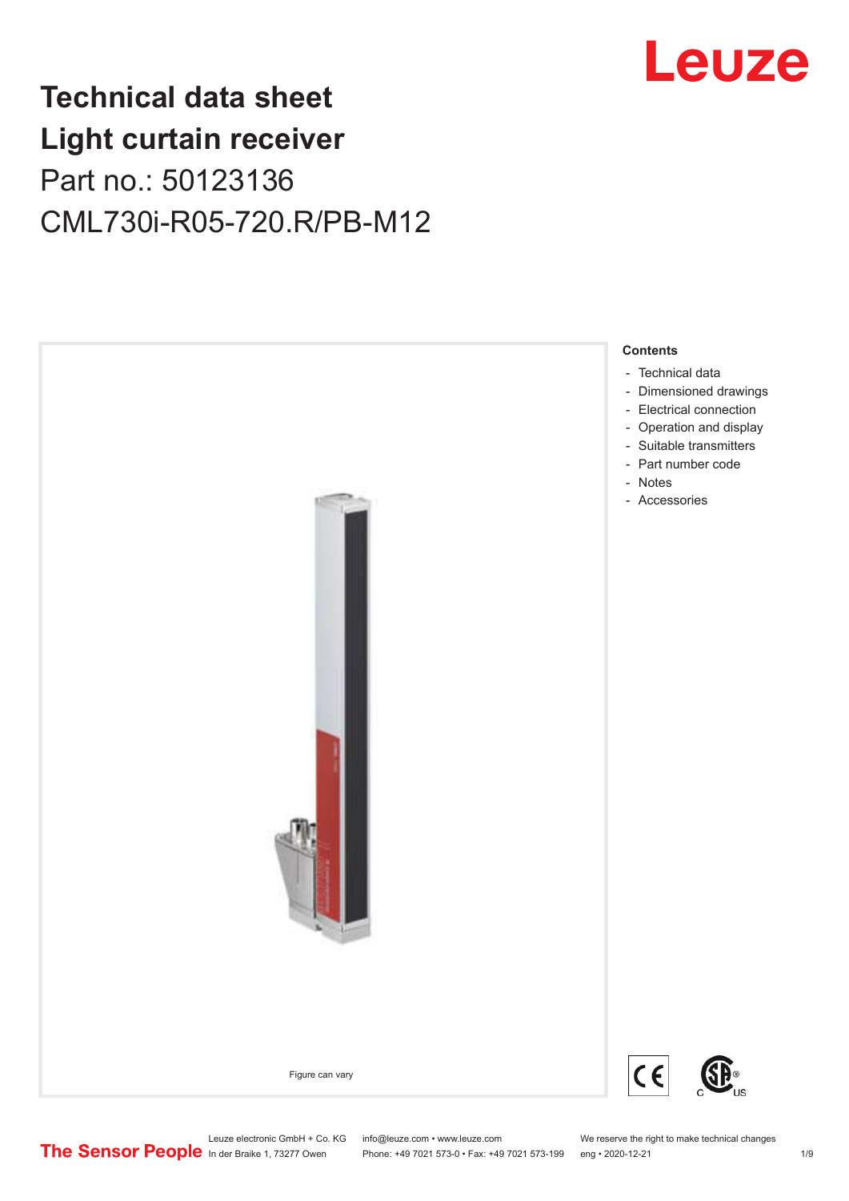# Technical data sheet
# Light curtain receiver

Part no.: 50123136

CML730i-R05-720.R/PB-M12

Figure can vary

**Contents**

- Technical data
- Dimensioned drawings
- Electrical connection
- Operation and display
- Suitable transmitters
- Part number code
- Notes
- Accessories

Leuze electronic GmbH + Co. KG
In der Braike 1, 73277 Owen

info@leuze.com • www.leuze.com
Phone: +49 7021 573-0 • Fax: +49 7021 573-199

We reserve the right to make technical changes
eng • 2020-12-21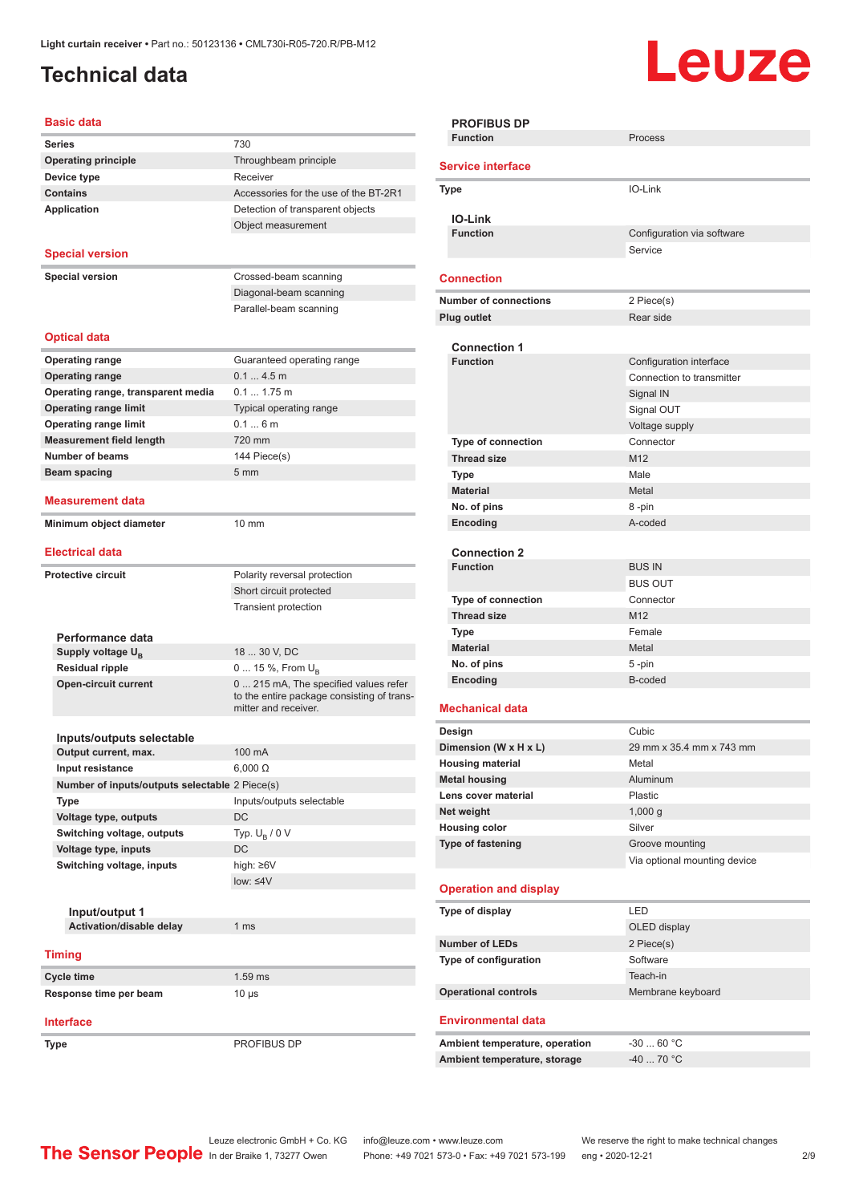# Technical data

## Basic data

| | |
|---|---|
| **Series** | 730 |
| **Operating principle** | Throughbeam principle |
| **Device type** | Receiver |
| **Contains** | Accessories for the use of the BT-2R1 |
| **Application** | Detection of transparent objects |
| | Object measurement |

## Special version

| | |
|---|---|
| **Special version** | Crossed-beam scanning |
| | Diagonal-beam scanning |
| | Parallel-beam scanning |

## Optical data

| | |
|---|---|
| **Operating range** | Guaranteed operating range |
| **Operating range** | 0.1 ... 4.5 m |
| **Operating range, transparent media** | 0.1 ... 1.75 m |
| **Operating range limit** | Typical operating range |
| **Operating range limit** | 0.1 ... 6 m |
| **Measurement field length** | 720 mm |
| **Number of beams** | 144 Piece(s) |
| **Beam spacing** | 5 mm |

## Measurement data

| | |
|---|---|
| **Minimum object diameter** | 10 mm |

## Electrical data

| | |
|---|---|
| **Protective circuit** | Polarity reversal protection |
| | Short circuit protected |
| | Transient protection |

### Performance data

| | |
|---|---|
| **Supply voltage $U_B$** | 18 ... 30 V, DC |
| **Residual ripple** | 0 ... 15 %, From $U_B$ |
| **Open-circuit current** | 0 ... 215 mA, The specified values refer to the entire package consisting of transmitter and receiver. |

### Inputs/outputs selectable

| | |
|---|---|
| **Output current, max.** | 100 mA |
| **Input resistance** | 6,000 Ω |
| **Number of inputs/outputs selectable** | 2 Piece(s) |
| **Type** | Inputs/outputs selectable |
| **Voltage type, outputs** | DC |
| **Switching voltage, outputs** | Typ. $U_B$ / 0 V |
| **Voltage type, inputs** | DC |
| **Switching voltage, inputs** | high: ≥6V |
| | low: ≤4V |

#### Input/output 1

| | |
|---|---|
| **Activation/disable delay** | 1 ms |

## Timing

| | |
|---|---|
| **Cycle time** | 1.59 ms |
| **Response time per beam** | 10 µs |

## Interface

| | |
|---|---|
| **Type** | PROFIBUS DP |

### PROFIBUS DP

| | |
|---|---|
| **Function** | Process |

## Service interface

| | |
|---|---|
| **Type** | IO-Link |

### IO-Link

| | |
|---|---|
| **Function** | Configuration via software |
| | Service |

## Connection

| | |
|---|---|
| **Number of connections** | 2 Piece(s) |
| **Plug outlet** | Rear side |

### Connection 1

| | |
|---|---|
| **Function** | Configuration interface |
| | Connection to transmitter |
| | Signal IN |
| | Signal OUT |
| | Voltage supply |
| **Type of connection** | Connector |
| **Thread size** | M12 |
| **Type** | Male |
| **Material** | Metal |
| **No. of pins** | 8 -pin |
| **Encoding** | A-coded |

### Connection 2

| | |
|---|---|
| **Function** | BUS IN |
| | BUS OUT |
| **Type of connection** | Connector |
| **Thread size** | M12 |
| **Type** | Female |
| **Material** | Metal |
| **No. of pins** | 5 -pin |
| **Encoding** | B-coded |

## Mechanical data

| | |
|---|---|
| **Design** | Cubic |
| **Dimension (W x H x L)** | 29 mm x 35.4 mm x 743 mm |
| **Housing material** | Metal |
| **Metal housing** | Aluminum |
| **Lens cover material** | Plastic |
| **Net weight** | 1,000 g |
| **Housing color** | Silver |
| **Type of fastening** | Groove mounting |
| | Via optional mounting device |

## Operation and display

| | |
|---|---|
| **Type of display** | LED |
| | OLED display |
| **Number of LEDs** | 2 Piece(s) |
| **Type of configuration** | Software |
| | Teach-in |
| **Operational controls** | Membrane keyboard |

## Environmental data

| | |
|---|---|
| **Ambient temperature, operation** | -30 ... 60 °C |
| **Ambient temperature, storage** | -40 ... 70 °C |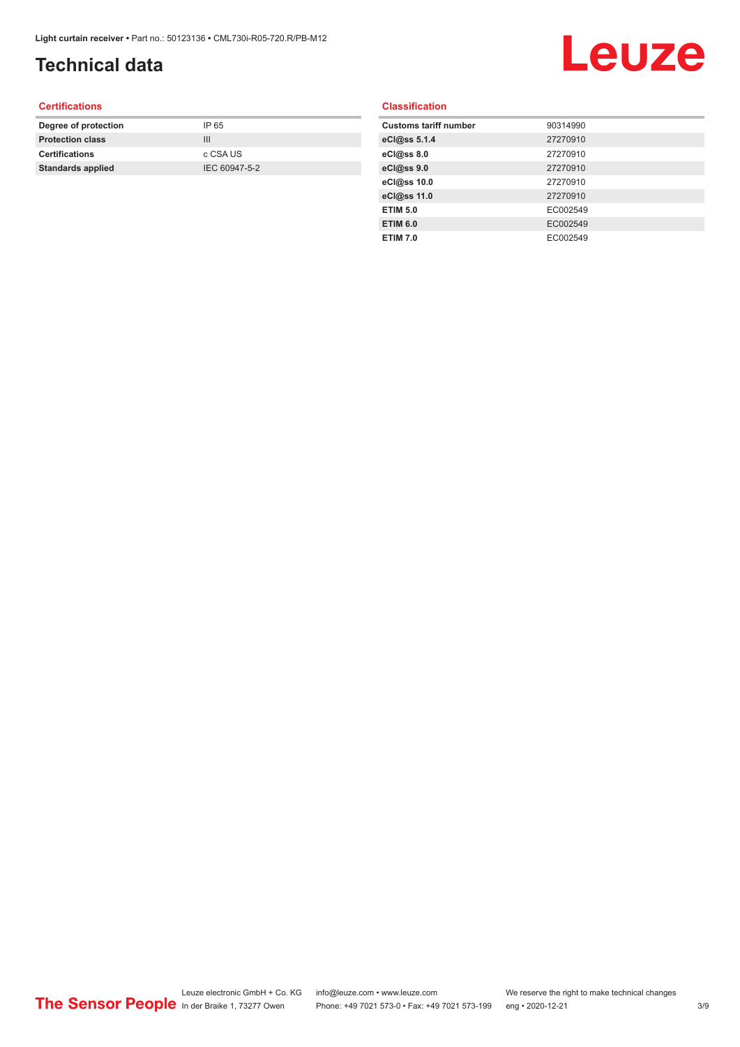# Technical data

### Certifications

| Degree of protection | IP 65 |
| --- | --- |
| Protection class | III |
| Certifications | c CSA US |
| Standards applied | IEC 60947-5-2 |

### Classification

| Customs tariff number | 90314990 |
| --- | --- |
| eCl@ss 5.1.4 | 27270910 |
| eCl@ss 8.0 | 27270910 |
| eCl@ss 9.0 | 27270910 |
| eCl@ss 10.0 | 27270910 |
| eCl@ss 11.0 | 27270910 |
| ETIM 5.0 | EC002549 |
| ETIM 6.0 | EC002549 |
| ETIM 7.0 | EC002549 |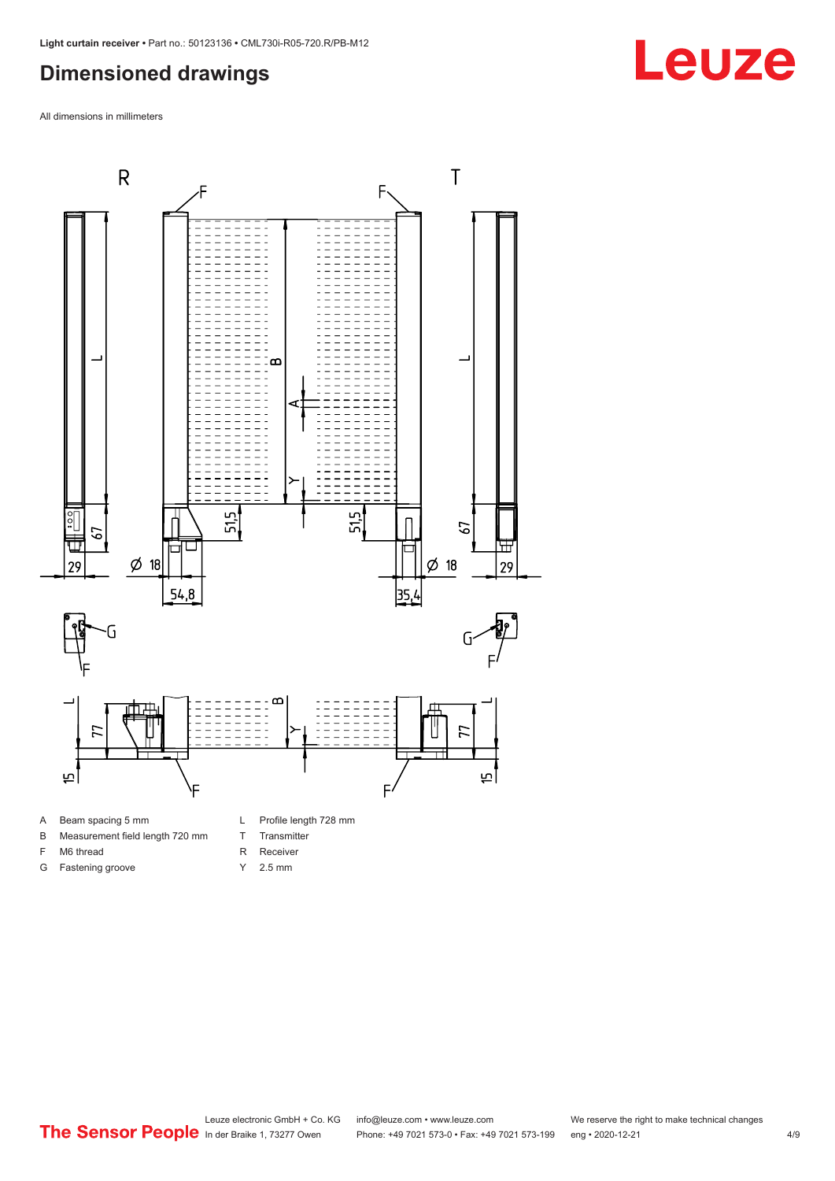## Dimensioned drawings

All dimensions in millimeters

| | | | |
|---|---|---|---|
| A | Beam spacing 5 mm | L | Profile length 728 mm |
| B | Measurement field length 720 mm | T | Transmitter |
| F | M6 thread | R | Receiver |
| G | Fastening groove | Y | 2.5 mm |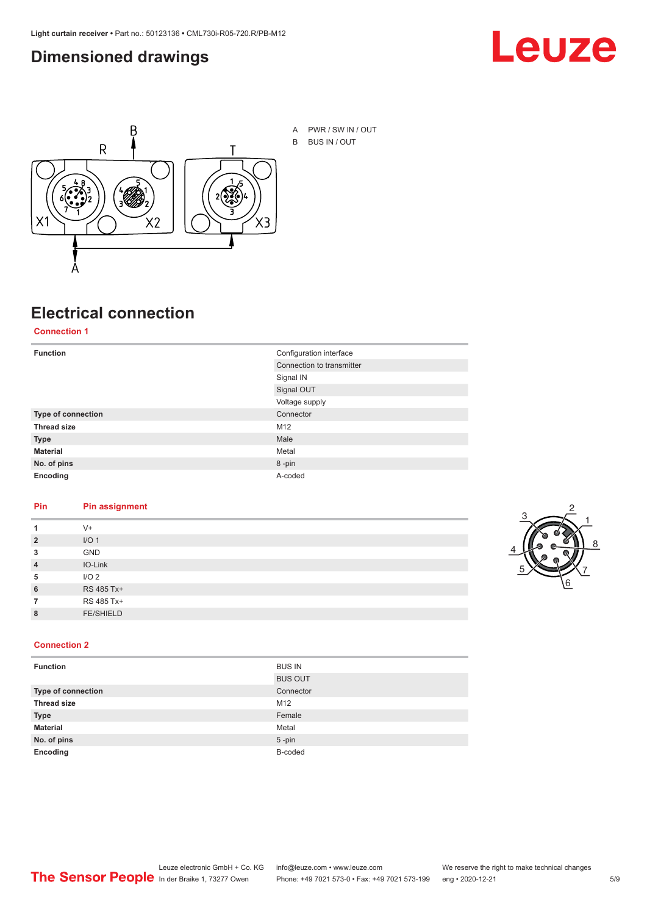## Dimensioned drawings

A PWR / SW IN / OUT

B BUS IN / OUT

## Electrical connection

### Connection 1

| | |
|---|---|
| **Function** | Configuration interface |
| | Connection to transmitter |
| | Signal IN |
| | Signal OUT |
| | Voltage supply |
| **Type of connection** | Connector |
| **Thread size** | M12 |
| **Type** | Male |
| **Material** | Metal |
| **No. of pins** | 8 -pin |
| **Encoding** | A-coded |

| Pin | Pin assignment |
|---|---|
| **1** | V+ |
| **2** | I/O 1 |
| **3** | GND |
| **4** | IO-Link |
| **5** | I/O 2 |
| **6** | RS 485 Tx+ |
| **7** | RS 485 Tx+ |
| **8** | FE/SHIELD |

### Connection 2

| | |
|---|---|
| **Function** | BUS IN |
| | BUS OUT |
| **Type of connection** | Connector |
| **Thread size** | M12 |
| **Type** | Female |
| **Material** | Metal |
| **No. of pins** | 5 -pin |
| **Encoding** | B-coded |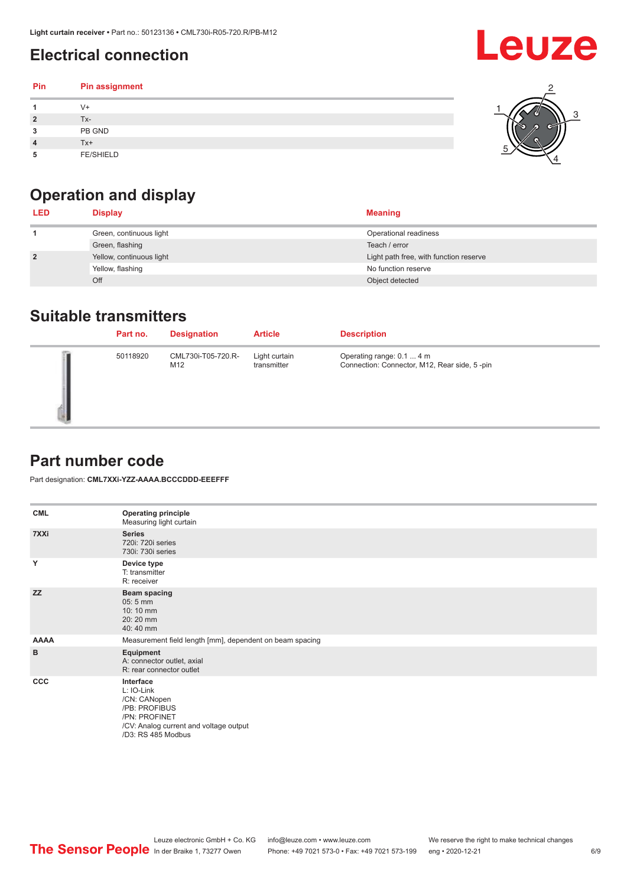## Electrical connection

| Pin | Pin assignment |
|---|---|
| 1 | V+ |
| 2 | Tx- |
| 3 | PB GND |
| 4 | Tx+ |
| 5 | FE/SHIELD |

## Operation and display

| LED | Display | Meaning |
|---|---|---|
| 1 | Green, continuous light | Operational readiness |
| | Green, flashing | Teach / error |
| 2 | Yellow, continuous light | Light path free, with function reserve |
| | Yellow, flashing | No function reserve |
| | Off | Object detected |

## Suitable transmitters

| | Part no. | Designation | Article | Description |
|---|---|---|---|---|
| | 50118920 | CML730i-T05-720.R-M12 | Light curtain transmitter | Operating range: 0.1 ... 4 m<br>Connection: Connector, M12, Rear side, 5 -pin |

## Part number code

Part designation: **CML7XXi-YZZ-AAAA.BCCCDDD-EEEFFF**

| | |
|---|---|
| **CML** | **Operating principle**<br>Measuring light curtain |
| **7XXi** | **Series**<br>720i: 720i series<br>730i: 730i series |
| **Y** | **Device type**<br>T: transmitter<br>R: receiver |
| **ZZ** | **Beam spacing**<br>05: 5 mm<br>10: 10 mm<br>20: 20 mm<br>40: 40 mm |
| **AAAA** | Measurement field length [mm], dependent on beam spacing |
| **B** | **Equipment**<br>A: connector outlet, axial<br>R: rear connector outlet |
| **CCC** | **Interface**<br>L: IO-Link<br>/CN: CANopen<br>/PB: PROFIBUS<br>/PN: PROFINET<br>/CV: Analog current and voltage output<br>/D3: RS 485 Modbus |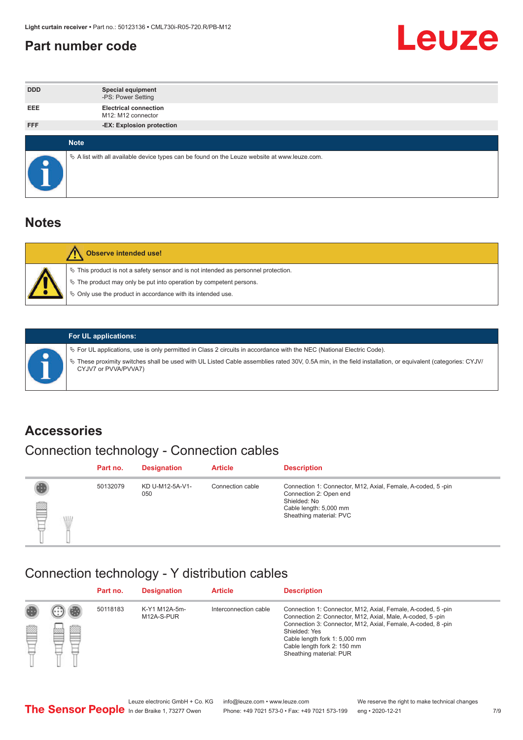## Part number code

| | |
|---|---|
| DDD | **Special equipment**<br>-PS: Power Setting |
| EEE | **Electrical connection**<br>M12: M12 connector |
| FFF | **-EX: Explosion protection** |

**Note**

- A list with all available device types can be found on the Leuze website at www.leuze.com.

# Notes

**Observe intended use!**

- This product is not a safety sensor and is not intended as personnel protection.
- The product may only be put into operation by competent persons.
- Only use the product in accordance with its intended use.

**For UL applications:**

- For UL applications, use is only permitted in Class 2 circuits in accordance with the NEC (National Electric Code).
- These proximity switches shall be used with UL Listed Cable assemblies rated 30V, 0.5A min, in the field installation, or equivalent (categories: CYJV/CYJV7 or PVVA/PVVA7)

# Accessories

## Connection technology - Connection cables

| Part no. | Designation | Article | Description |
|---|---|---|---|
| 50132079 | KD U-M12-5A-V1-050 | Connection cable | Connection 1: Connector, M12, Axial, Female, A-coded, 5 -pin<br>Connection 2: Open end<br>Shielded: No<br>Cable length: 5,000 mm<br>Sheathing material: PVC |

## Connection technology - Y distribution cables

| Part no. | Designation | Article | Description |
|---|---|---|---|
| 50118183 | K-Y1 M12A-5m-M12A-S-PUR | Interconnection cable | Connection 1: Connector, M12, Axial, Female, A-coded, 5 -pin<br>Connection 2: Connector, M12, Axial, Male, A-coded, 5 -pin<br>Connection 3: Connector, M12, Axial, Female, A-coded, 8 -pin<br>Shielded: Yes<br>Cable length fork 1: 5,000 mm<br>Cable length fork 2: 150 mm<br>Sheathing material: PUR |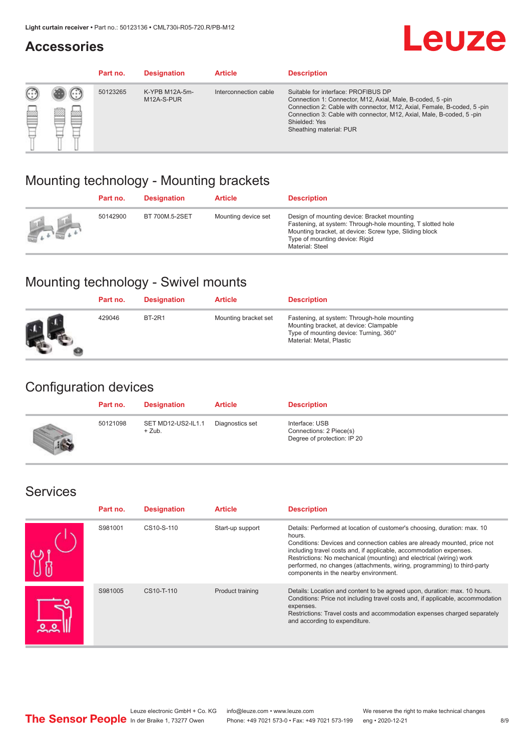## Accessories

| Part no. | Designation | Article | Description |
| --- | --- | --- | --- |
| 50123265 | K-YPB M12A-5m-M12A-S-PUR | Interconnection cable | Suitable for interface: PROFIBUS DP<br>Connection 1: Connector, M12, Axial, Male, B-coded, 5 -pin<br>Connection 2: Cable with connector, M12, Axial, Female, B-coded, 5 -pin<br>Connection 3: Cable with connector, M12, Axial, Male, B-coded, 5 -pin<br>Shielded: Yes<br>Sheathing material: PUR |

## Mounting technology - Mounting brackets

| Part no. | Designation | Article | Description |
| --- | --- | --- | --- |
| 50142900 | BT 700M.5-2SET | Mounting device set | Design of mounting device: Bracket mounting<br>Fastening, at system: Through-hole mounting, T slotted hole<br>Mounting bracket, at device: Screw type, Sliding block<br>Type of mounting device: Rigid<br>Material: Steel |

## Mounting technology - Swivel mounts

| Part no. | Designation | Article | Description |
| --- | --- | --- | --- |
| 429046 | BT-2R1 | Mounting bracket set | Fastening, at system: Through-hole mounting<br>Mounting bracket, at device: Clampable<br>Type of mounting device: Turning, 360°<br>Material: Metal, Plastic |

## Configuration devices

| Part no. | Designation | Article | Description |
| --- | --- | --- | --- |
| 50121098 | SET MD12-US2-IL1.1 + Zub. | Diagnostics set | Interface: USB<br>Connections: 2 Piece(s)<br>Degree of protection: IP 20 |

## Services

| Part no. | Designation | Article | Description |
| --- | --- | --- | --- |
| S981001 | CS10-S-110 | Start-up support | Details: Performed at location of customer's choosing, duration: max. 10 hours.<br>Conditions: Devices and connection cables are already mounted, price not including travel costs and, if applicable, accommodation expenses.<br>Restrictions: No mechanical (mounting) and electrical (wiring) work performed, no changes (attachments, wiring, programming) to third-party components in the nearby environment. |
| S981005 | CS10-T-110 | Product training | Details: Location and content to be agreed upon, duration: max. 10 hours.<br>Conditions: Price not including travel costs and, if applicable, accommodation expenses.<br>Restrictions: Travel costs and accommodation expenses charged separately and according to expenditure. |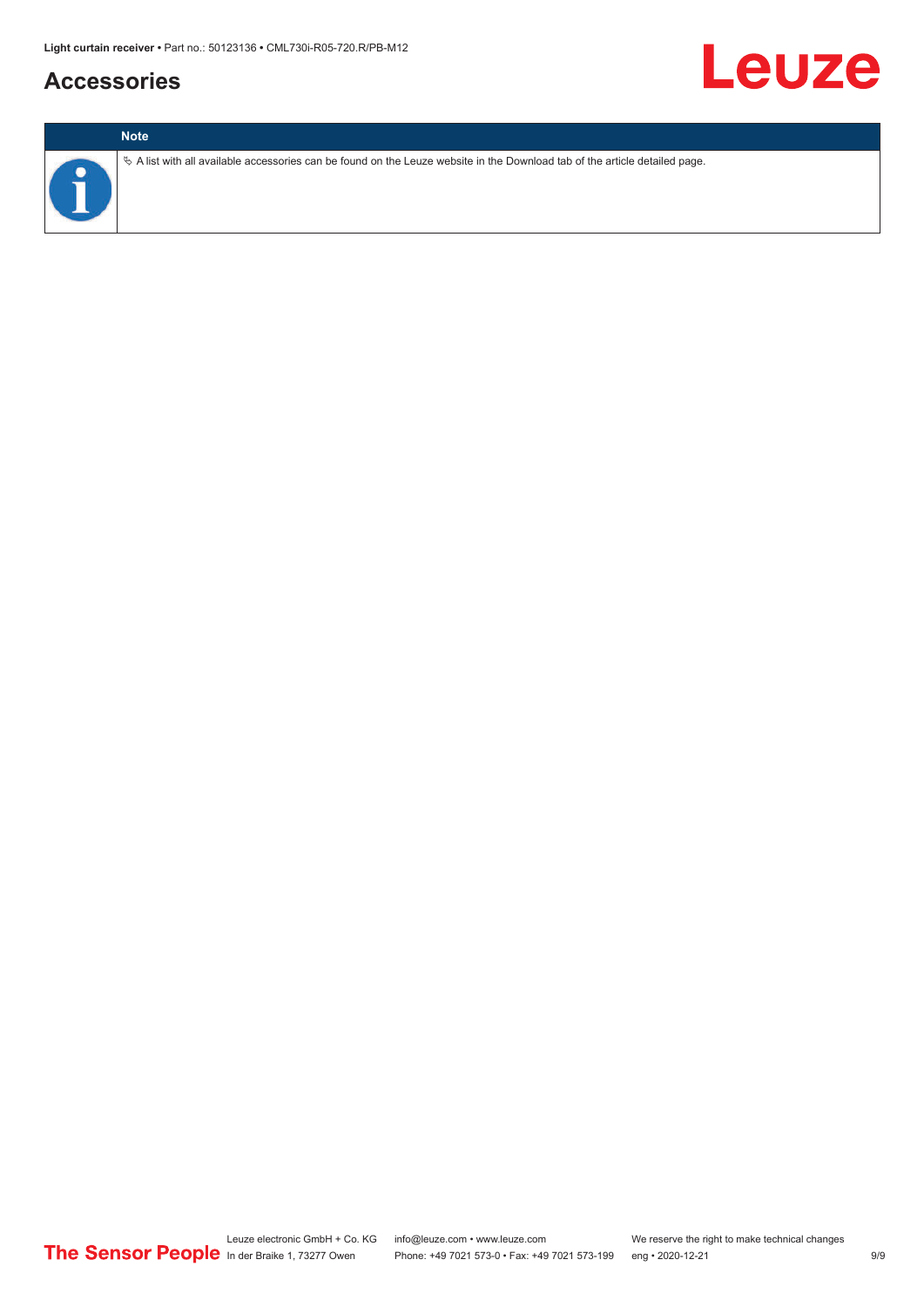## Accessories

| | Note |
|---|---|
| | ↳ A list with all available accessories can be found on the Leuze website in the Download tab of the article detailed page. |